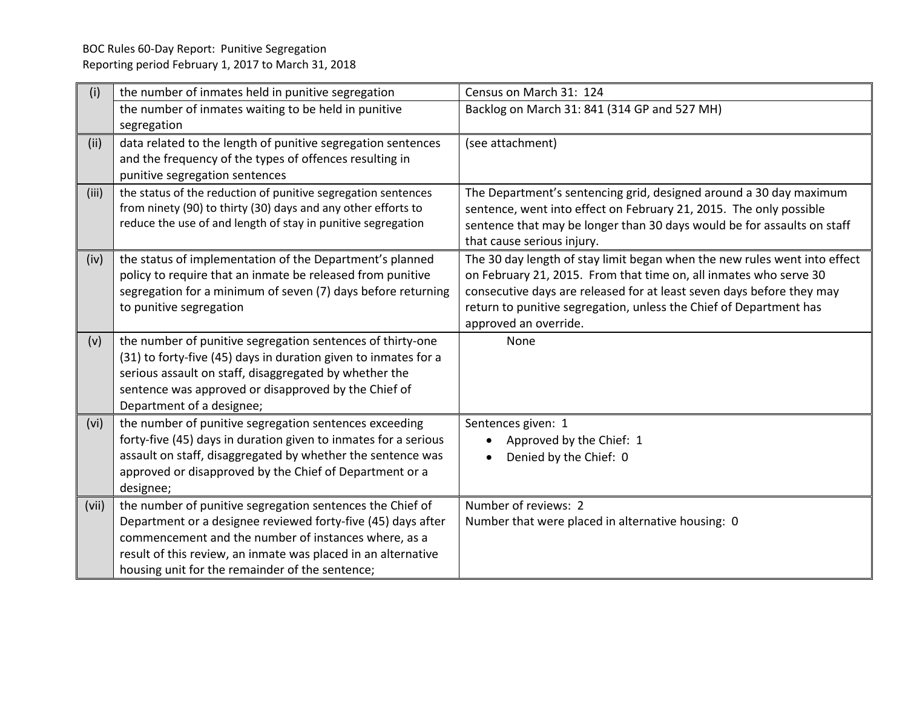BOC Rules 60-Day Report: Punitive Segregation
Reporting period February 1, 2017 to March 31, 2018

| | | |
|---|---|---|
| (i) | the number of inmates held in punitive segregation | Census on March 31: 124 |
| | the number of inmates waiting to be held in punitive segregation | Backlog on March 31: 841 (314 GP and 527 MH) |
| (ii) | data related to the length of punitive segregation sentences and the frequency of the types of offences resulting in punitive segregation sentences | (see attachment) |
| (iii) | the status of the reduction of punitive segregation sentences from ninety (90) to thirty (30) days and any other efforts to reduce the use of and length of stay in punitive segregation | The Department's sentencing grid, designed around a 30 day maximum sentence, went into effect on February 21, 2015. The only possible sentence that may be longer than 30 days would be for assaults on staff that cause serious injury. |
| (iv) | the status of implementation of the Department's planned policy to require that an inmate be released from punitive segregation for a minimum of seven (7) days before returning to punitive segregation | The 30 day length of stay limit began when the new rules went into effect on February 21, 2015. From that time on, all inmates who serve 30 consecutive days are released for at least seven days before they may return to punitive segregation, unless the Chief of Department has approved an override. |
| (v) | the number of punitive segregation sentences of thirty-one (31) to forty-five (45) days in duration given to inmates for a serious assault on staff, disaggregated by whether the sentence was approved or disapproved by the Chief of Department of a designee; | None |
| (vi) | the number of punitive segregation sentences exceeding forty-five (45) days in duration given to inmates for a serious assault on staff, disaggregated by whether the sentence was approved or disapproved by the Chief of Department or a designee; | Sentences given: 1<br>• Approved by the Chief: 1<br>• Denied by the Chief: 0 |
| (vii) | the number of punitive segregation sentences the Chief of Department or a designee reviewed forty-five (45) days after commencement and the number of instances where, as a result of this review, an inmate was placed in an alternative housing unit for the remainder of the sentence; | Number of reviews: 2<br>Number that were placed in alternative housing: 0 |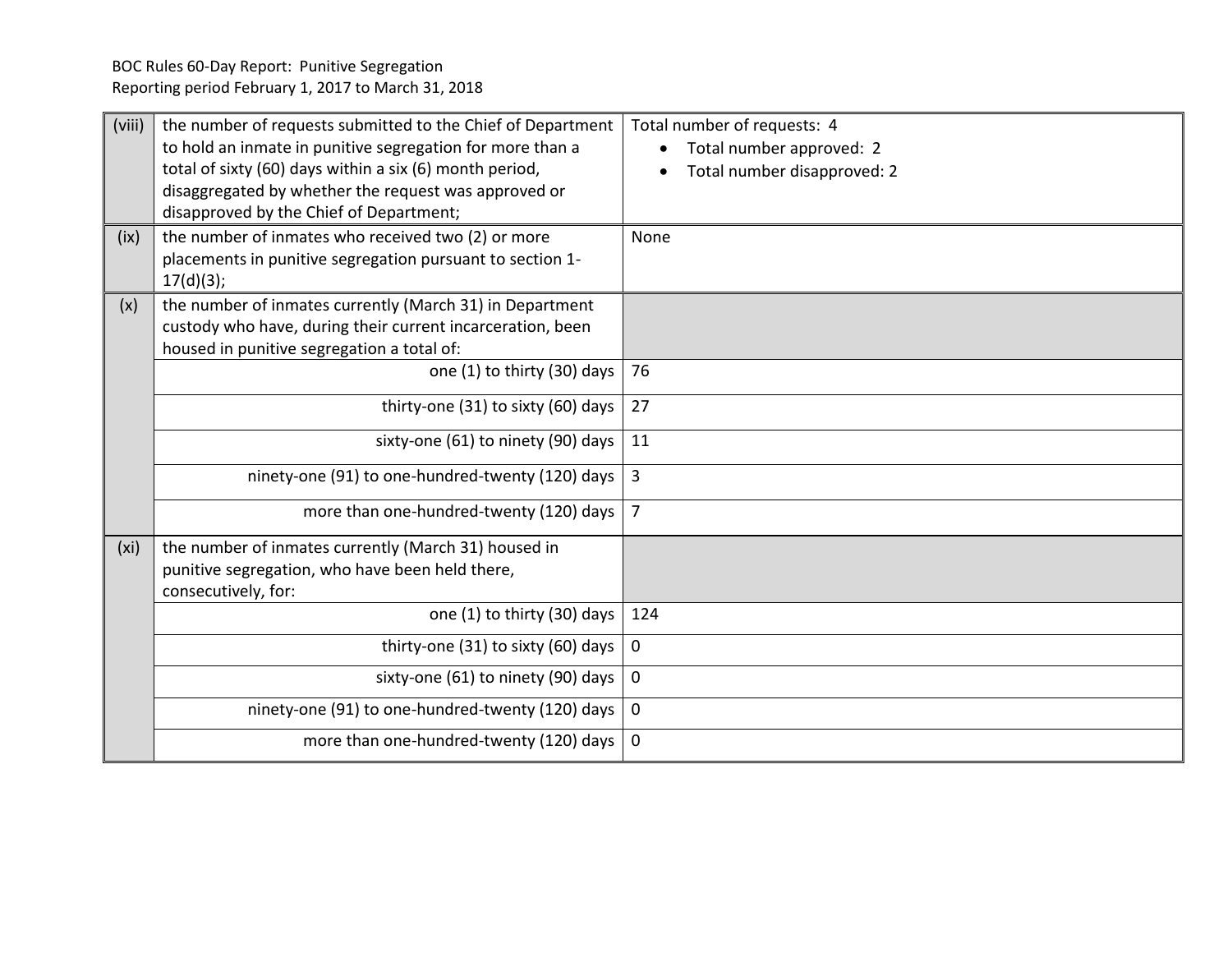BOC Rules 60-Day Report: Punitive Segregation
Reporting period February 1, 2017 to March 31, 2018

| | | |
|---|---|---|
| (viii) | the number of requests submitted to the Chief of Department to hold an inmate in punitive segregation for more than a total of sixty (60) days within a six (6) month period, disaggregated by whether the request was approved or disapproved by the Chief of Department; | Total number of requests: 4<br>• Total number approved: 2<br>• Total number disapproved: 2 |
| (ix) | the number of inmates who received two (2) or more placements in punitive segregation pursuant to section 1-17(d)(3); | None |
| (x) | the number of inmates currently (March 31) in Department custody who have, during their current incarceration, been housed in punitive segregation a total of: | |
| | one (1) to thirty (30) days | 76 |
| | thirty-one (31) to sixty (60) days | 27 |
| | sixty-one (61) to ninety (90) days | 11 |
| | ninety-one (91) to one-hundred-twenty (120) days | 3 |
| | more than one-hundred-twenty (120) days | 7 |
| (xi) | the number of inmates currently (March 31) housed in punitive segregation, who have been held there, consecutively, for: | |
| | one (1) to thirty (30) days | 124 |
| | thirty-one (31) to sixty (60) days | 0 |
| | sixty-one (61) to ninety (90) days | 0 |
| | ninety-one (91) to one-hundred-twenty (120) days | 0 |
| | more than one-hundred-twenty (120) days | 0 |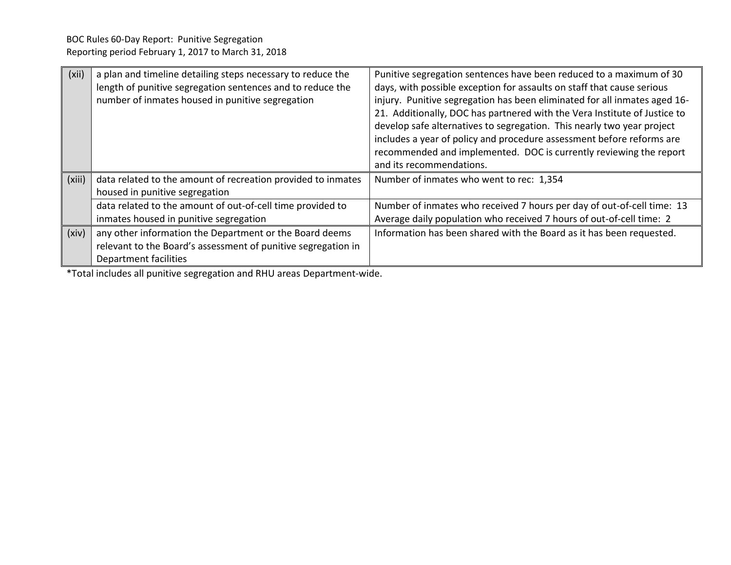BOC Rules 60-Day Report: Punitive Segregation
Reporting period February 1, 2017 to March 31, 2018

| | | |
|---|---|---|
| (xii) | a plan and timeline detailing steps necessary to reduce the length of punitive segregation sentences and to reduce the number of inmates housed in punitive segregation | Punitive segregation sentences have been reduced to a maximum of 30 days, with possible exception for assaults on staff that cause serious injury. Punitive segregation has been eliminated for all inmates aged 16-21. Additionally, DOC has partnered with the Vera Institute of Justice to develop safe alternatives to segregation. This nearly two year project includes a year of policy and procedure assessment before reforms are recommended and implemented. DOC is currently reviewing the report and its recommendations. |
| (xiii) | data related to the amount of recreation provided to inmates housed in punitive segregation | Number of inmates who went to rec: 1,354 |
| | data related to the amount of out-of-cell time provided to inmates housed in punitive segregation | Number of inmates who received 7 hours per day of out-of-cell time: 13<br>Average daily population who received 7 hours of out-of-cell time: 2 |
| (xiv) | any other information the Department or the Board deems relevant to the Board's assessment of punitive segregation in Department facilities | Information has been shared with the Board as it has been requested. |

*Total includes all punitive segregation and RHU areas Department-wide.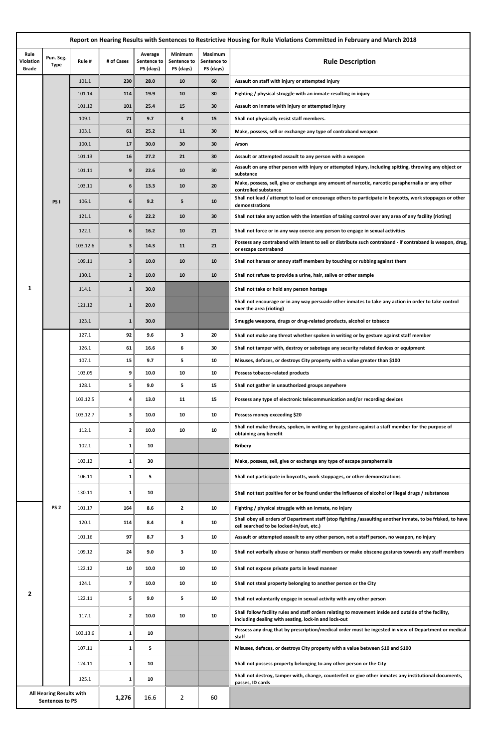| Report on Hearing Results with Sentences to Restrictive Housing for Rule Violations Committed in February and March 2018 | | | | | | | |
|---|---|---|---|---|---|---|---|
| Rule Violation Grade | Pun. Seg. Type | Rule # | # of Cases | Average Sentence to PS (days) | Minimum Sentence to PS (days) | Maximum Sentence to PS (days) | Rule Description |
| 1 | PS I | 101.1 | 230 | 28.0 | 10 | 60 | Assault on staff with injury or attempted injury |
| | | 101.14 | 114 | 19.9 | 10 | 30 | Fighting / physical struggle with an inmate resulting in injury |
| | | 101.12 | 101 | 25.4 | 15 | 30 | Assault on inmate with injury or attempted injury |
| | | 109.1 | 71 | 9.7 | 3 | 15 | Shall not physically resist staff members. |
| | | 103.1 | 61 | 25.2 | 11 | 30 | Make, possess, sell or exchange any type of contraband weapon |
| | | 100.1 | 17 | 30.0 | 30 | 30 | Arson |
| | | 101.13 | 16 | 27.2 | 21 | 30 | Assault or attempted assault to any person with a weapon |
| | | 101.11 | 9 | 22.6 | 10 | 30 | Assault on any other person with injury or attempted injury, including spitting, throwing any object or substance |
| | | 103.11 | 6 | 13.3 | 10 | 20 | Make, possess, sell, give or exchange any amount of narcotic, narcotic paraphernalia or any other controlled substance |
| | | 106.1 | 6 | 9.2 | 5 | 10 | Shall not lead / attempt to lead or encourage others to participate in boycotts, work stoppages or other demonstrations |
| | | 121.1 | 6 | 22.2 | 10 | 30 | Shall not take any action with the intention of taking control over any area of any facility (rioting) |
| | | 122.1 | 6 | 16.2 | 10 | 21 | Shall not force or in any way coerce any person to engage in sexual activities |
| | | 103.12.6 | 3 | 14.3 | 11 | 21 | Possess any contraband with intent to sell or distribute such contraband - if contraband is weapon, drug, or escape contraband |
| | | 109.11 | 3 | 10.0 | 10 | 10 | Shall not harass or annoy staff members by touching or rubbing against them |
| | | 130.1 | 2 | 10.0 | 10 | 10 | Shall not refuse to provide a urine, hair, salive or other sample |
| | | 114.1 | 1 | 30.0 | | | Shall not take or hold any person hostage |
| | | 121.12 | 1 | 20.0 | | | Shall not encourage or in any way persuade other inmates to take any action in order to take control over the area (rioting) |
| | | 123.1 | 1 | 30.0 | | | Smuggle weapons, drugs or drug-related products, alcohol or tobacco |
| | PS 2 | 127.1 | 92 | 9.6 | 3 | 20 | Shall not make any threat whether spoken in writing or by gesture against staff member |
| | | 126.1 | 61 | 16.6 | 6 | 30 | Shall not tamper with, destroy or sabotage any security related devices or equipment |
| | | 107.1 | 15 | 9.7 | 5 | 10 | Misuses, defaces, or destroys City property with a value greater than $100 |
| | | 103.05 | 9 | 10.0 | 10 | 10 | Possess tobacco-related products |
| | | 128.1 | 5 | 9.0 | 5 | 15 | Shall not gather in unauthorized groups anywhere |
| | | 103.12.5 | 4 | 13.0 | 11 | 15 | Possess any type of electronic telecommunication and/or recording devices |
| | | 103.12.7 | 3 | 10.0 | 10 | 10 | Possess money exceeding $20 |
| | | 112.1 | 2 | 10.0 | 10 | 10 | Shall not make threats, spoken, in writing or by gesture against a staff member for the purpose of obtaining any benefit |
| | | 102.1 | 1 | 10 | | | Bribery |
| | | 103.12 | 1 | 30 | | | Make, possess, sell, give or exchange any type of escape paraphernalia |
| | | 106.11 | 1 | 5 | | | Shall not participate in boycotts, work stoppages, or other demonstrations |
| | | 130.11 | 1 | 10 | | | Shall not test positive for or be found under the influence of alcohol or illegal drugs / substances |
| 2 | | 101.17 | 164 | 8.6 | 2 | 10 | Fighting / physical struggle with an inmate, no injury |
| | | 120.1 | 114 | 8.4 | 3 | 10 | Shall obey all orders of Department staff (stop fighting /assaulting another inmate, to be frisked, to have cell searched to be locked-in/out, etc.) |
| | | 101.16 | 97 | 8.7 | 3 | 10 | Assault or attempted assault to any other person, not a staff person, no weapon, no injury |
| | | 109.12 | 24 | 9.0 | 3 | 10 | Shall not verbally abuse or harass staff members or make obscene gestures towards any staff members |
| | | 122.12 | 10 | 10.0 | 10 | 10 | Shall not expose private parts in lewd manner |
| | | 124.1 | 7 | 10.0 | 10 | 10 | Shall not steal property belonging to another person or the City |
| | | 122.11 | 5 | 9.0 | 5 | 10 | Shall not voluntarily engage in sexual activity with any other person |
| | | 117.1 | 2 | 10.0 | 10 | 10 | Shall follow facility rules and staff orders relating to movement inside and outside of the facility, including dealing with seating, lock-in and lock-out |
| | | 103.13.6 | 1 | 10 | | | Possess any drug that by prescription/medical order must be ingested in view of Department or medical staff |
| | | 107.11 | 1 | 5 | | | Misuses, defaces, or destroys City property with a value between $10 and $100 |
| | | 124.11 | 1 | 10 | | | Shall not possess property belonging to any other person or the City |
| | | 125.1 | 1 | 10 | | | Shall not destroy, tamper with, change, counterfeit or give other inmates any institutional documents, passes, ID cards |
| All Hearing Results with Sentences to PS | | | 1,276 | 16.6 | 2 | 60 | |